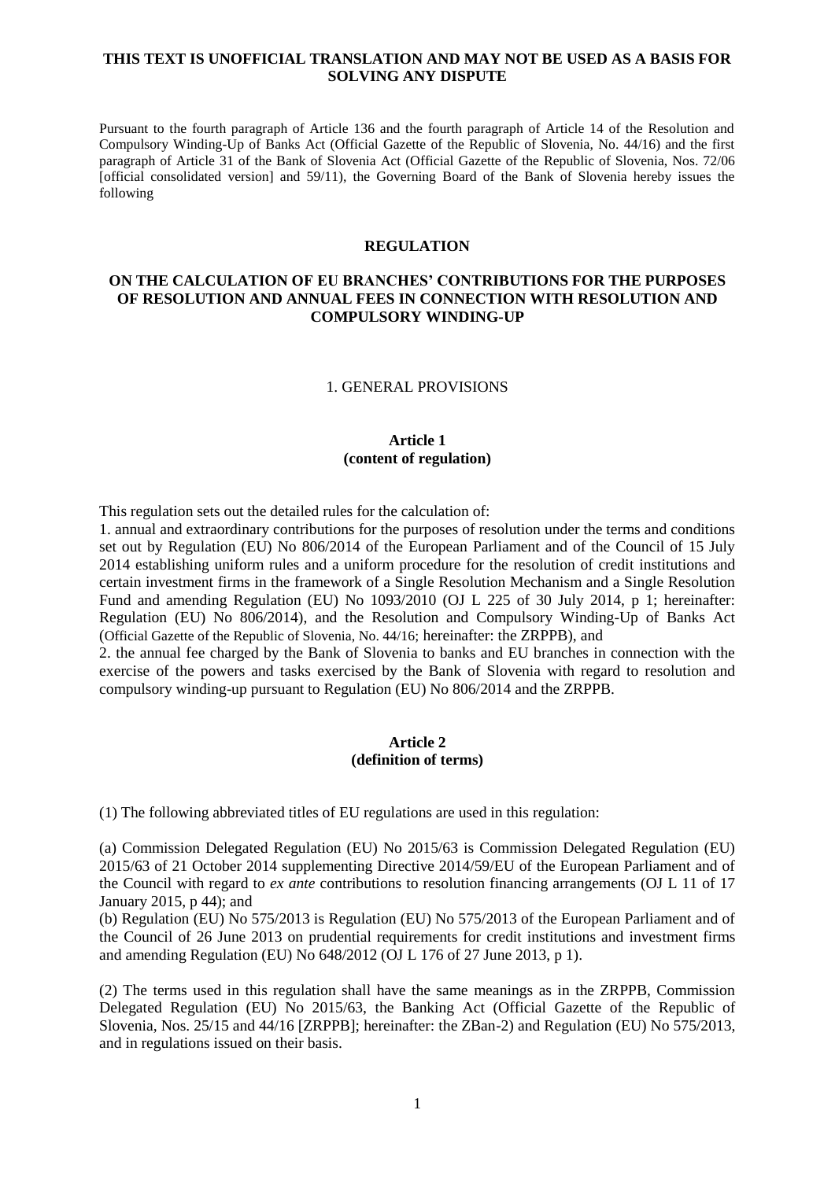**THIS TEXT IS UNOFFICIAL TRANSLATION AND MAY NOT BE USED AS A BASIS FOR SOLVING ANY DISPUTE**

Pursuant to the fourth paragraph of Article 136 and the fourth paragraph of Article 14 of the Resolution and Compulsory Winding-Up of Banks Act (Official Gazette of the Republic of Slovenia, No. 44/16) and the first paragraph of Article 31 of the Bank of Slovenia Act (Official Gazette of the Republic of Slovenia, Nos. 72/06 [official consolidated version] and 59/11), the Governing Board of the Bank of Slovenia hereby issues the following

# REGULATION

# ON THE CALCULATION OF EU BRANCHES' CONTRIBUTIONS FOR THE PURPOSES OF RESOLUTION AND ANNUAL FEES IN CONNECTION WITH RESOLUTION AND COMPULSORY WINDING-UP

## 1. GENERAL PROVISIONS

### Article 1
### (content of regulation)

This regulation sets out the detailed rules for the calculation of:

1. annual and extraordinary contributions for the purposes of resolution under the terms and conditions set out by Regulation (EU) No 806/2014 of the European Parliament and of the Council of 15 July 2014 establishing uniform rules and a uniform procedure for the resolution of credit institutions and certain investment firms in the framework of a Single Resolution Mechanism and a Single Resolution Fund and amending Regulation (EU) No 1093/2010 (OJ L 225 of 30 July 2014, p 1; hereinafter: Regulation (EU) No 806/2014), and the Resolution and Compulsory Winding-Up of Banks Act (Official Gazette of the Republic of Slovenia, No. 44/16; hereinafter: the ZRPPB), and
2. the annual fee charged by the Bank of Slovenia to banks and EU branches in connection with the exercise of the powers and tasks exercised by the Bank of Slovenia with regard to resolution and compulsory winding-up pursuant to Regulation (EU) No 806/2014 and the ZRPPB.

### Article 2
### (definition of terms)

(1) The following abbreviated titles of EU regulations are used in this regulation:

(a) Commission Delegated Regulation (EU) No 2015/63 is Commission Delegated Regulation (EU) 2015/63 of 21 October 2014 supplementing Directive 2014/59/EU of the European Parliament and of the Council with regard to *ex ante* contributions to resolution financing arrangements (OJ L 11 of 17 January 2015, p 44); and
(b) Regulation (EU) No 575/2013 is Regulation (EU) No 575/2013 of the European Parliament and of the Council of 26 June 2013 on prudential requirements for credit institutions and investment firms and amending Regulation (EU) No 648/2012 (OJ L 176 of 27 June 2013, p 1).

(2) The terms used in this regulation shall have the same meanings as in the ZRPPB, Commission Delegated Regulation (EU) No 2015/63, the Banking Act (Official Gazette of the Republic of Slovenia, Nos. 25/15 and 44/16 [ZRPPB]; hereinafter: the ZBan-2) and Regulation (EU) No 575/2013, and in regulations issued on their basis.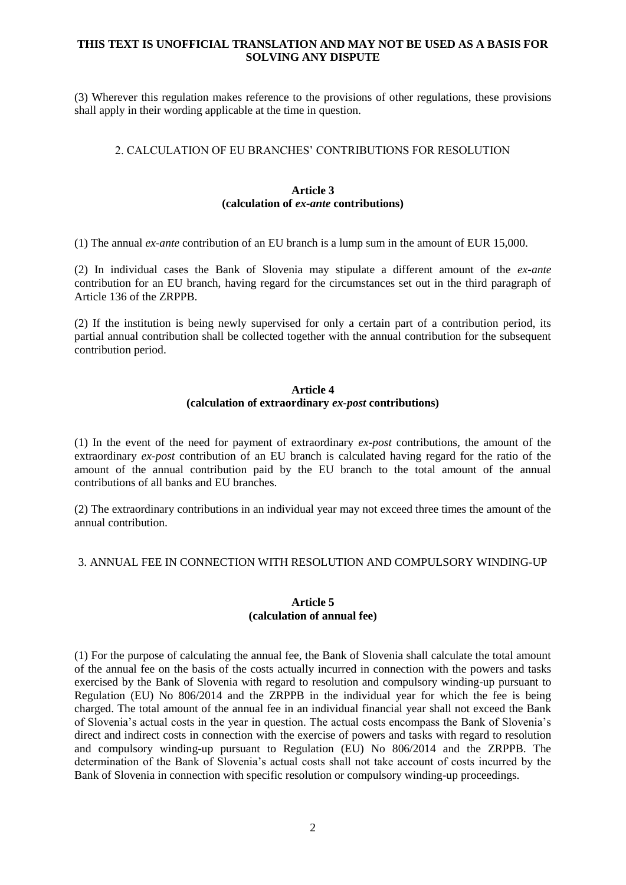**THIS TEXT IS UNOFFICIAL TRANSLATION AND MAY NOT BE USED AS A BASIS FOR SOLVING ANY DISPUTE**

(3) Wherever this regulation makes reference to the provisions of other regulations, these provisions shall apply in their wording applicable at the time in question.

## 2. CALCULATION OF EU BRANCHES' CONTRIBUTIONS FOR RESOLUTION

### Article 3
### (calculation of *ex-ante* contributions)

(1) The annual *ex-ante* contribution of an EU branch is a lump sum in the amount of EUR 15,000.

(2) In individual cases the Bank of Slovenia may stipulate a different amount of the *ex-ante* contribution for an EU branch, having regard for the circumstances set out in the third paragraph of Article 136 of the ZRPPB.

(2) If the institution is being newly supervised for only a certain part of a contribution period, its partial annual contribution shall be collected together with the annual contribution for the subsequent contribution period.

### Article 4
### (calculation of extraordinary *ex-post* contributions)

(1) In the event of the need for payment of extraordinary *ex-post* contributions, the amount of the extraordinary *ex-post* contribution of an EU branch is calculated having regard for the ratio of the amount of the annual contribution paid by the EU branch to the total amount of the annual contributions of all banks and EU branches.

(2) The extraordinary contributions in an individual year may not exceed three times the amount of the annual contribution.

## 3. ANNUAL FEE IN CONNECTION WITH RESOLUTION AND COMPULSORY WINDING-UP

### Article 5
### (calculation of annual fee)

(1) For the purpose of calculating the annual fee, the Bank of Slovenia shall calculate the total amount of the annual fee on the basis of the costs actually incurred in connection with the powers and tasks exercised by the Bank of Slovenia with regard to resolution and compulsory winding-up pursuant to Regulation (EU) No 806/2014 and the ZRPPB in the individual year for which the fee is being charged. The total amount of the annual fee in an individual financial year shall not exceed the Bank of Slovenia's actual costs in the year in question. The actual costs encompass the Bank of Slovenia's direct and indirect costs in connection with the exercise of powers and tasks with regard to resolution and compulsory winding-up pursuant to Regulation (EU) No 806/2014 and the ZRPPB. The determination of the Bank of Slovenia's actual costs shall not take account of costs incurred by the Bank of Slovenia in connection with specific resolution or compulsory winding-up proceedings.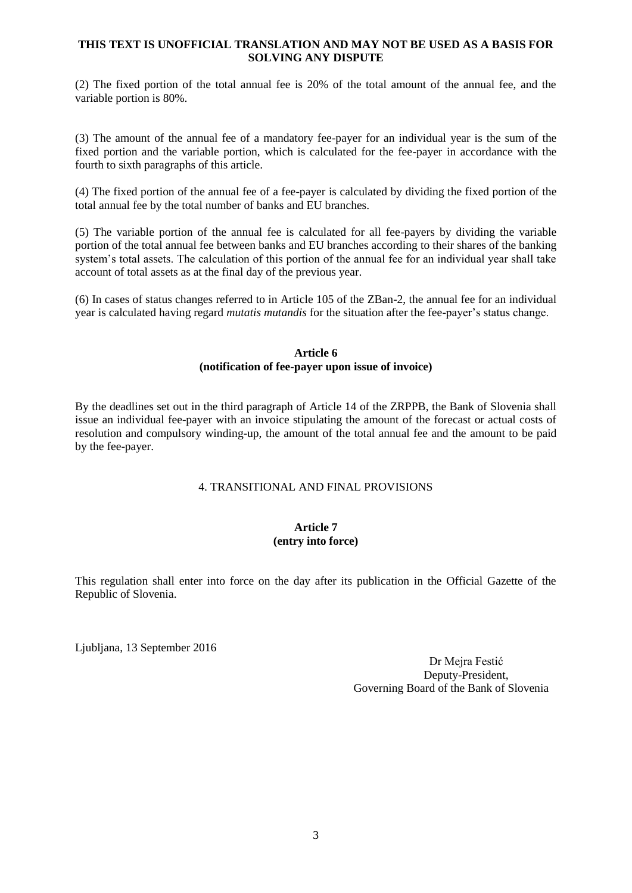**THIS TEXT IS UNOFFICIAL TRANSLATION AND MAY NOT BE USED AS A BASIS FOR SOLVING ANY DISPUTE**

(2) The fixed portion of the total annual fee is 20% of the total amount of the annual fee, and the variable portion is 80%.

(3) The amount of the annual fee of a mandatory fee-payer for an individual year is the sum of the fixed portion and the variable portion, which is calculated for the fee-payer in accordance with the fourth to sixth paragraphs of this article.

(4) The fixed portion of the annual fee of a fee-payer is calculated by dividing the fixed portion of the total annual fee by the total number of banks and EU branches.

(5) The variable portion of the annual fee is calculated for all fee-payers by dividing the variable portion of the total annual fee between banks and EU branches according to their shares of the banking system's total assets. The calculation of this portion of the annual fee for an individual year shall take account of total assets as at the final day of the previous year.

(6) In cases of status changes referred to in Article 105 of the ZBan-2, the annual fee for an individual year is calculated having regard *mutatis mutandis* for the situation after the fee-payer's status change.

**Article 6**
**(notification of fee-payer upon issue of invoice)**

By the deadlines set out in the third paragraph of Article 14 of the ZRPPB, the Bank of Slovenia shall issue an individual fee-payer with an invoice stipulating the amount of the forecast or actual costs of resolution and compulsory winding-up, the amount of the total annual fee and the amount to be paid by the fee-payer.

## 4. TRANSITIONAL AND FINAL PROVISIONS

**Article 7**
**(entry into force)**

This regulation shall enter into force on the day after its publication in the Official Gazette of the Republic of Slovenia.

Ljubljana, 13 September 2016

Dr Mejra Festić
Deputy-President,
Governing Board of the Bank of Slovenia